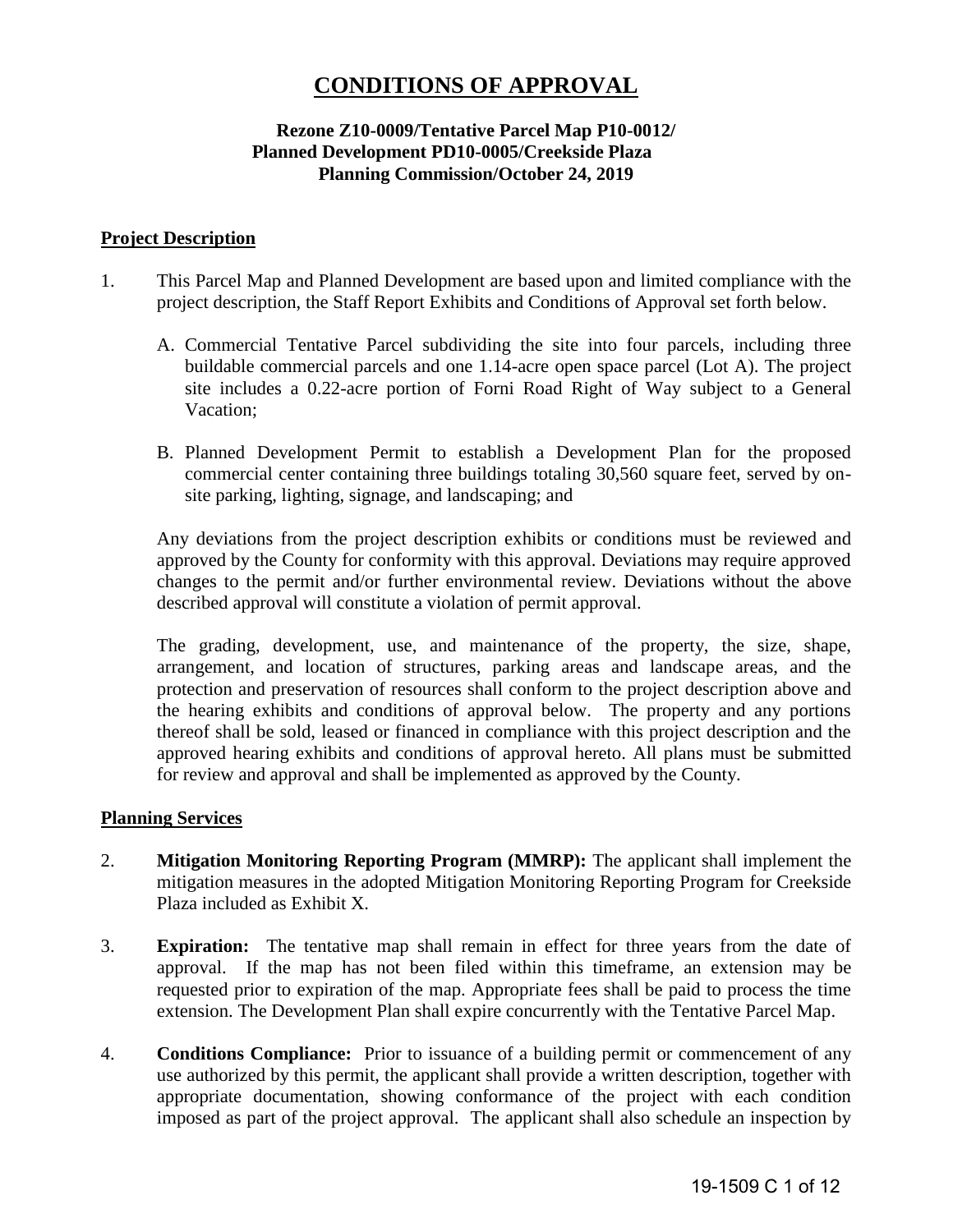# CONDITIONS OF APPROVAL

**Rezone Z10-0009/Tentative Parcel Map P10-0012/ Planned Development PD10-0005/Creekside Plaza Planning Commission/October 24, 2019**

## Project Description

1. This Parcel Map and Planned Development are based upon and limited compliance with the project description, the Staff Report Exhibits and Conditions of Approval set forth below.

   A. Commercial Tentative Parcel subdividing the site into four parcels, including three buildable commercial parcels and one 1.14-acre open space parcel (Lot A). The project site includes a 0.22-acre portion of Forni Road Right of Way subject to a General Vacation;

   B. Planned Development Permit to establish a Development Plan for the proposed commercial center containing three buildings totaling 30,560 square feet, served by on-site parking, lighting, signage, and landscaping; and

   Any deviations from the project description exhibits or conditions must be reviewed and approved by the County for conformity with this approval. Deviations may require approved changes to the permit and/or further environmental review. Deviations without the above described approval will constitute a violation of permit approval.

   The grading, development, use, and maintenance of the property, the size, shape, arrangement, and location of structures, parking areas and landscape areas, and the protection and preservation of resources shall conform to the project description above and the hearing exhibits and conditions of approval below. The property and any portions thereof shall be sold, leased or financed in compliance with this project description and the approved hearing exhibits and conditions of approval hereto. All plans must be submitted for review and approval and shall be implemented as approved by the County.

## Planning Services

2. **Mitigation Monitoring Reporting Program (MMRP):** The applicant shall implement the mitigation measures in the adopted Mitigation Monitoring Reporting Program for Creekside Plaza included as Exhibit X.

3. **Expiration:** The tentative map shall remain in effect for three years from the date of approval. If the map has not been filed within this timeframe, an extension may be requested prior to expiration of the map. Appropriate fees shall be paid to process the time extension. The Development Plan shall expire concurrently with the Tentative Parcel Map.

4. **Conditions Compliance:** Prior to issuance of a building permit or commencement of any use authorized by this permit, the applicant shall provide a written description, together with appropriate documentation, showing conformance of the project with each condition imposed as part of the project approval. The applicant shall also schedule an inspection by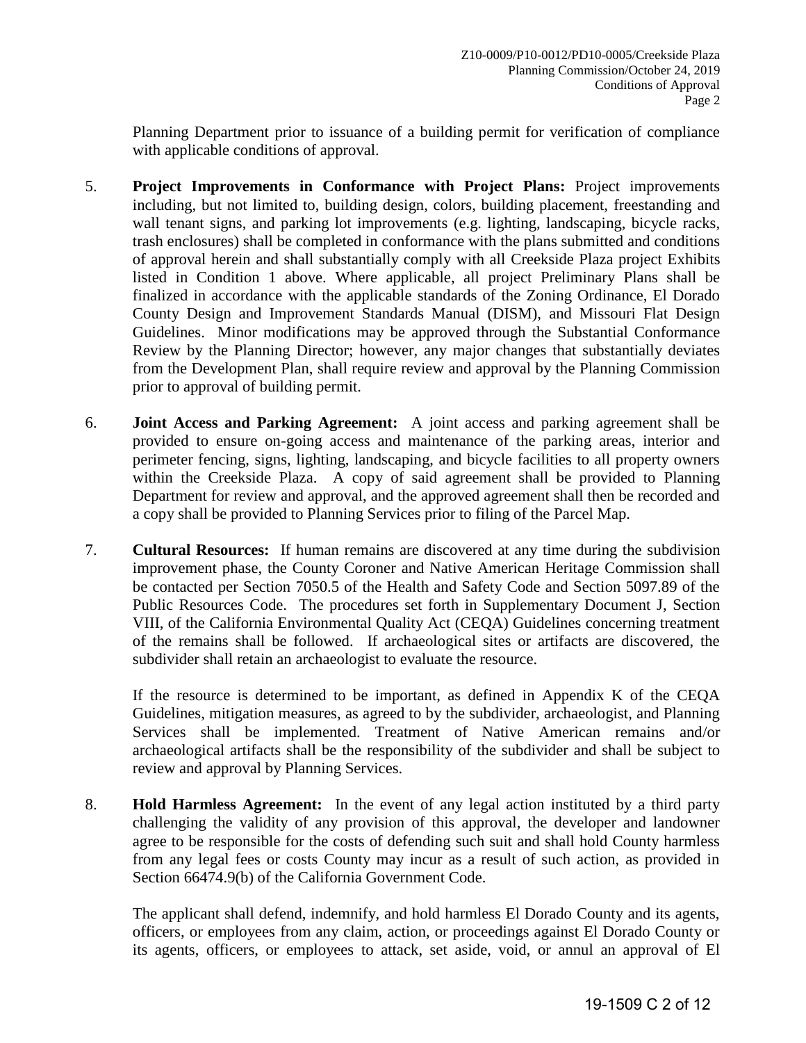Planning Department prior to issuance of a building permit for verification of compliance with applicable conditions of approval.

5. **Project Improvements in Conformance with Project Plans:** Project improvements including, but not limited to, building design, colors, building placement, freestanding and wall tenant signs, and parking lot improvements (e.g. lighting, landscaping, bicycle racks, trash enclosures) shall be completed in conformance with the plans submitted and conditions of approval herein and shall substantially comply with all Creekside Plaza project Exhibits listed in Condition 1 above. Where applicable, all project Preliminary Plans shall be finalized in accordance with the applicable standards of the Zoning Ordinance, El Dorado County Design and Improvement Standards Manual (DISM), and Missouri Flat Design Guidelines. Minor modifications may be approved through the Substantial Conformance Review by the Planning Director; however, any major changes that substantially deviates from the Development Plan, shall require review and approval by the Planning Commission prior to approval of building permit.

6. **Joint Access and Parking Agreement:** A joint access and parking agreement shall be provided to ensure on-going access and maintenance of the parking areas, interior and perimeter fencing, signs, lighting, landscaping, and bicycle facilities to all property owners within the Creekside Plaza. A copy of said agreement shall be provided to Planning Department for review and approval, and the approved agreement shall then be recorded and a copy shall be provided to Planning Services prior to filing of the Parcel Map.

7. **Cultural Resources:** If human remains are discovered at any time during the subdivision improvement phase, the County Coroner and Native American Heritage Commission shall be contacted per Section 7050.5 of the Health and Safety Code and Section 5097.89 of the Public Resources Code. The procedures set forth in Supplementary Document J, Section VIII, of the California Environmental Quality Act (CEQA) Guidelines concerning treatment of the remains shall be followed. If archaeological sites or artifacts are discovered, the subdivider shall retain an archaeologist to evaluate the resource.

   If the resource is determined to be important, as defined in Appendix K of the CEQA Guidelines, mitigation measures, as agreed to by the subdivider, archaeologist, and Planning Services shall be implemented. Treatment of Native American remains and/or archaeological artifacts shall be the responsibility of the subdivider and shall be subject to review and approval by Planning Services.

8. **Hold Harmless Agreement:** In the event of any legal action instituted by a third party challenging the validity of any provision of this approval, the developer and landowner agree to be responsible for the costs of defending such suit and shall hold County harmless from any legal fees or costs County may incur as a result of such action, as provided in Section 66474.9(b) of the California Government Code.

   The applicant shall defend, indemnify, and hold harmless El Dorado County and its agents, officers, or employees from any claim, action, or proceedings against El Dorado County or its agents, officers, or employees to attack, set aside, void, or annul an approval of El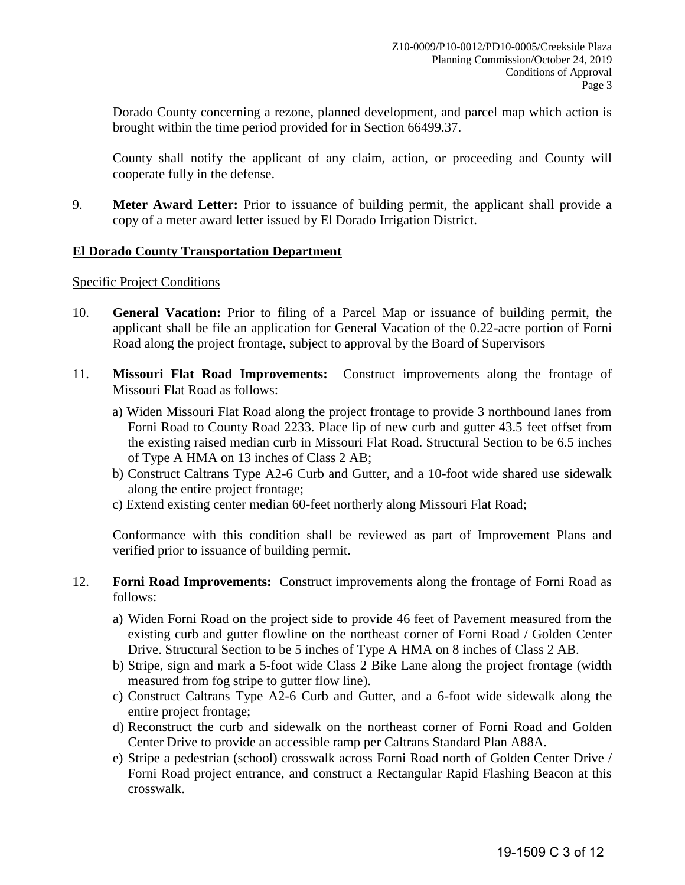Dorado County concerning a rezone, planned development, and parcel map which action is brought within the time period provided for in Section 66499.37.

County shall notify the applicant of any claim, action, or proceeding and County will cooperate fully in the defense.

9. **Meter Award Letter:** Prior to issuance of building permit, the applicant shall provide a copy of a meter award letter issued by El Dorado Irrigation District.

**El Dorado County Transportation Department**

Specific Project Conditions

10. **General Vacation:** Prior to filing of a Parcel Map or issuance of building permit, the applicant shall be file an application for General Vacation of the 0.22-acre portion of Forni Road along the project frontage, subject to approval by the Board of Supervisors

11. **Missouri Flat Road Improvements:** Construct improvements along the frontage of Missouri Flat Road as follows:

    a) Widen Missouri Flat Road along the project frontage to provide 3 northbound lanes from Forni Road to County Road 2233. Place lip of new curb and gutter 43.5 feet offset from the existing raised median curb in Missouri Flat Road. Structural Section to be 6.5 inches of Type A HMA on 13 inches of Class 2 AB;
    b) Construct Caltrans Type A2-6 Curb and Gutter, and a 10-foot wide shared use sidewalk along the entire project frontage;
    c) Extend existing center median 60-feet northerly along Missouri Flat Road;

    Conformance with this condition shall be reviewed as part of Improvement Plans and verified prior to issuance of building permit.

12. **Forni Road Improvements:** Construct improvements along the frontage of Forni Road as follows:

    a) Widen Forni Road on the project side to provide 46 feet of Pavement measured from the existing curb and gutter flowline on the northeast corner of Forni Road / Golden Center Drive. Structural Section to be 5 inches of Type A HMA on 8 inches of Class 2 AB.
    b) Stripe, sign and mark a 5-foot wide Class 2 Bike Lane along the project frontage (width measured from fog stripe to gutter flow line).
    c) Construct Caltrans Type A2-6 Curb and Gutter, and a 6-foot wide sidewalk along the entire project frontage;
    d) Reconstruct the curb and sidewalk on the northeast corner of Forni Road and Golden Center Drive to provide an accessible ramp per Caltrans Standard Plan A88A.
    e) Stripe a pedestrian (school) crosswalk across Forni Road north of Golden Center Drive / Forni Road project entrance, and construct a Rectangular Rapid Flashing Beacon at this crosswalk.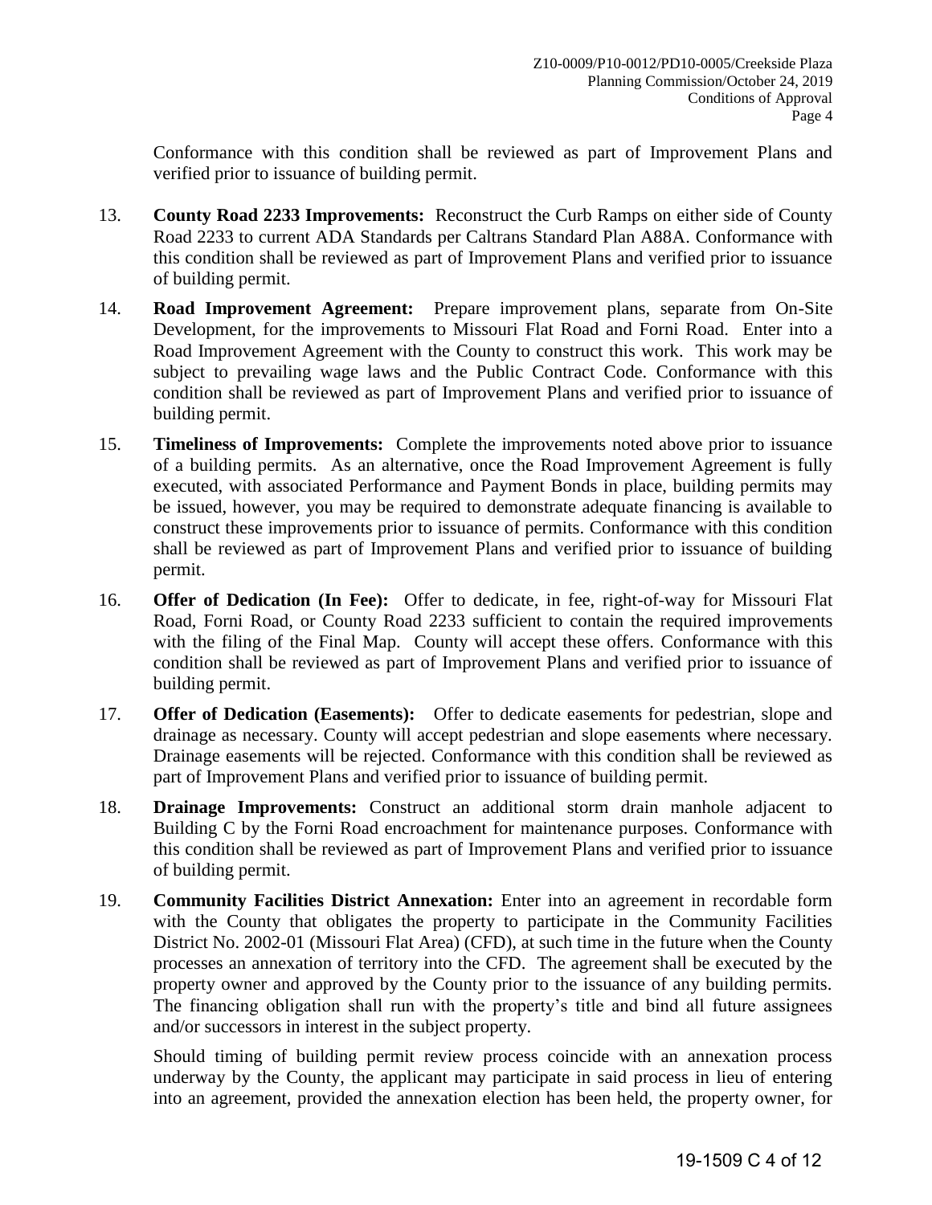Conformance with this condition shall be reviewed as part of Improvement Plans and verified prior to issuance of building permit.

13. **County Road 2233 Improvements:** Reconstruct the Curb Ramps on either side of County Road 2233 to current ADA Standards per Caltrans Standard Plan A88A. Conformance with this condition shall be reviewed as part of Improvement Plans and verified prior to issuance of building permit.

14. **Road Improvement Agreement:** Prepare improvement plans, separate from On-Site Development, for the improvements to Missouri Flat Road and Forni Road. Enter into a Road Improvement Agreement with the County to construct this work. This work may be subject to prevailing wage laws and the Public Contract Code. Conformance with this condition shall be reviewed as part of Improvement Plans and verified prior to issuance of building permit.

15. **Timeliness of Improvements:** Complete the improvements noted above prior to issuance of a building permits. As an alternative, once the Road Improvement Agreement is fully executed, with associated Performance and Payment Bonds in place, building permits may be issued, however, you may be required to demonstrate adequate financing is available to construct these improvements prior to issuance of permits. Conformance with this condition shall be reviewed as part of Improvement Plans and verified prior to issuance of building permit.

16. **Offer of Dedication (In Fee):** Offer to dedicate, in fee, right-of-way for Missouri Flat Road, Forni Road, or County Road 2233 sufficient to contain the required improvements with the filing of the Final Map. County will accept these offers. Conformance with this condition shall be reviewed as part of Improvement Plans and verified prior to issuance of building permit.

17. **Offer of Dedication (Easements):** Offer to dedicate easements for pedestrian, slope and drainage as necessary. County will accept pedestrian and slope easements where necessary. Drainage easements will be rejected. Conformance with this condition shall be reviewed as part of Improvement Plans and verified prior to issuance of building permit.

18. **Drainage Improvements:** Construct an additional storm drain manhole adjacent to Building C by the Forni Road encroachment for maintenance purposes. Conformance with this condition shall be reviewed as part of Improvement Plans and verified prior to issuance of building permit.

19. **Community Facilities District Annexation:** Enter into an agreement in recordable form with the County that obligates the property to participate in the Community Facilities District No. 2002-01 (Missouri Flat Area) (CFD), at such time in the future when the County processes an annexation of territory into the CFD. The agreement shall be executed by the property owner and approved by the County prior to the issuance of any building permits. The financing obligation shall run with the property's title and bind all future assignees and/or successors in interest in the subject property.

    Should timing of building permit review process coincide with an annexation process underway by the County, the applicant may participate in said process in lieu of entering into an agreement, provided the annexation election has been held, the property owner, for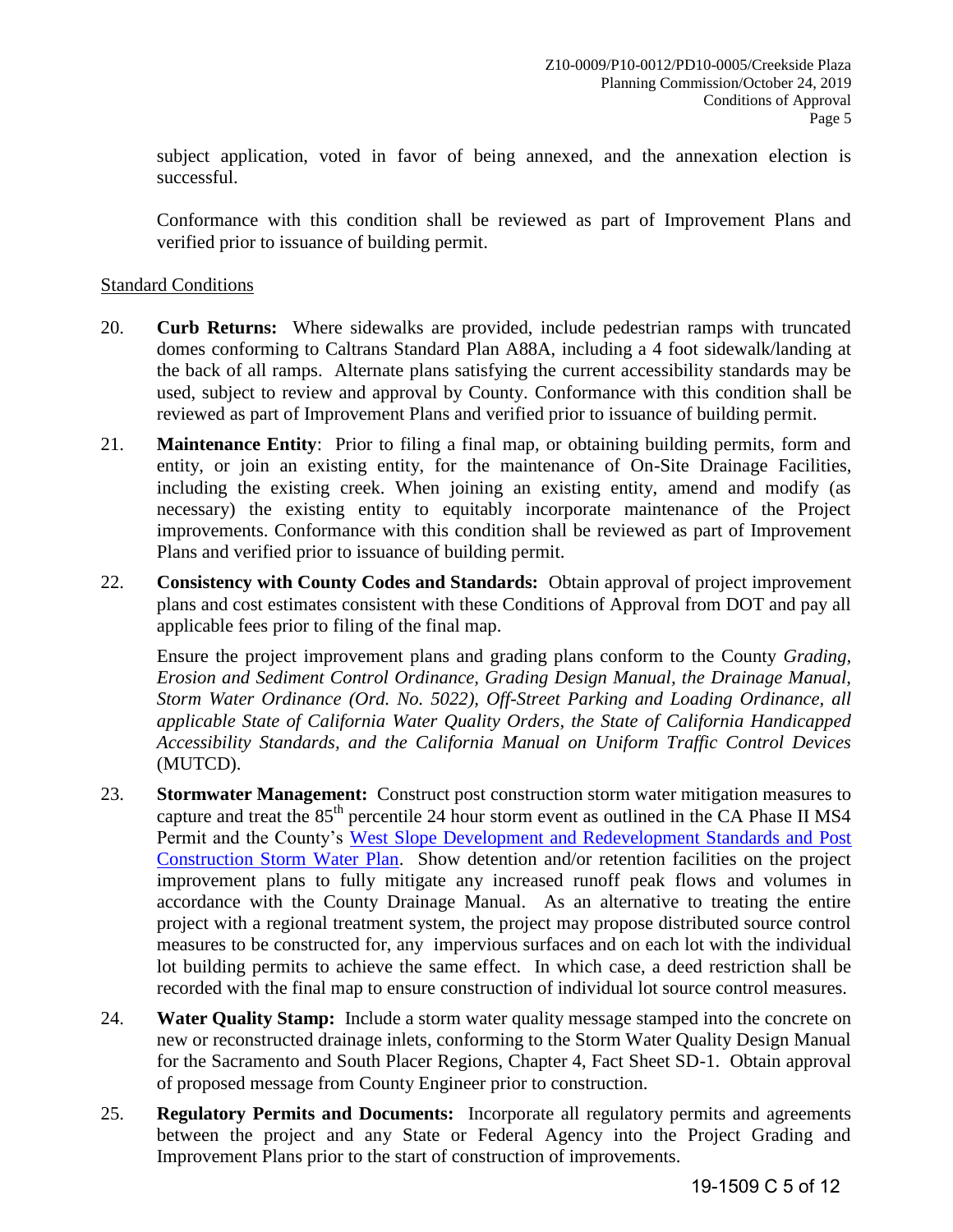subject application, voted in favor of being annexed, and the annexation election is successful.

Conformance with this condition shall be reviewed as part of Improvement Plans and verified prior to issuance of building permit.

Standard Conditions

20. **Curb Returns:** Where sidewalks are provided, include pedestrian ramps with truncated domes conforming to Caltrans Standard Plan A88A, including a 4 foot sidewalk/landing at the back of all ramps. Alternate plans satisfying the current accessibility standards may be used, subject to review and approval by County. Conformance with this condition shall be reviewed as part of Improvement Plans and verified prior to issuance of building permit.

21. **Maintenance Entity**: Prior to filing a final map, or obtaining building permits, form and entity, or join an existing entity, for the maintenance of On-Site Drainage Facilities, including the existing creek. When joining an existing entity, amend and modify (as necessary) the existing entity to equitably incorporate maintenance of the Project improvements. Conformance with this condition shall be reviewed as part of Improvement Plans and verified prior to issuance of building permit.

22. **Consistency with County Codes and Standards:** Obtain approval of project improvement plans and cost estimates consistent with these Conditions of Approval from DOT and pay all applicable fees prior to filing of the final map.

    Ensure the project improvement plans and grading plans conform to the County *Grading, Erosion and Sediment Control Ordinance, Grading Design Manual, the Drainage Manual, Storm Water Ordinance (Ord. No. 5022), Off-Street Parking and Loading Ordinance, all applicable State of California Water Quality Orders, the State of California Handicapped Accessibility Standards, and the California Manual on Uniform Traffic Control Devices* (MUTCD).

23. **Stormwater Management:** Construct post construction storm water mitigation measures to capture and treat the 85$^{th}$ percentile 24 hour storm event as outlined in the CA Phase II MS4 Permit and the County's West Slope Development and Redevelopment Standards and Post Construction Storm Water Plan. Show detention and/or retention facilities on the project improvement plans to fully mitigate any increased runoff peak flows and volumes in accordance with the County Drainage Manual. As an alternative to treating the entire project with a regional treatment system, the project may propose distributed source control measures to be constructed for, any impervious surfaces and on each lot with the individual lot building permits to achieve the same effect. In which case, a deed restriction shall be recorded with the final map to ensure construction of individual lot source control measures.

24. **Water Quality Stamp:** Include a storm water quality message stamped into the concrete on new or reconstructed drainage inlets, conforming to the Storm Water Quality Design Manual for the Sacramento and South Placer Regions, Chapter 4, Fact Sheet SD-1. Obtain approval of proposed message from County Engineer prior to construction.

25. **Regulatory Permits and Documents:** Incorporate all regulatory permits and agreements between the project and any State or Federal Agency into the Project Grading and Improvement Plans prior to the start of construction of improvements.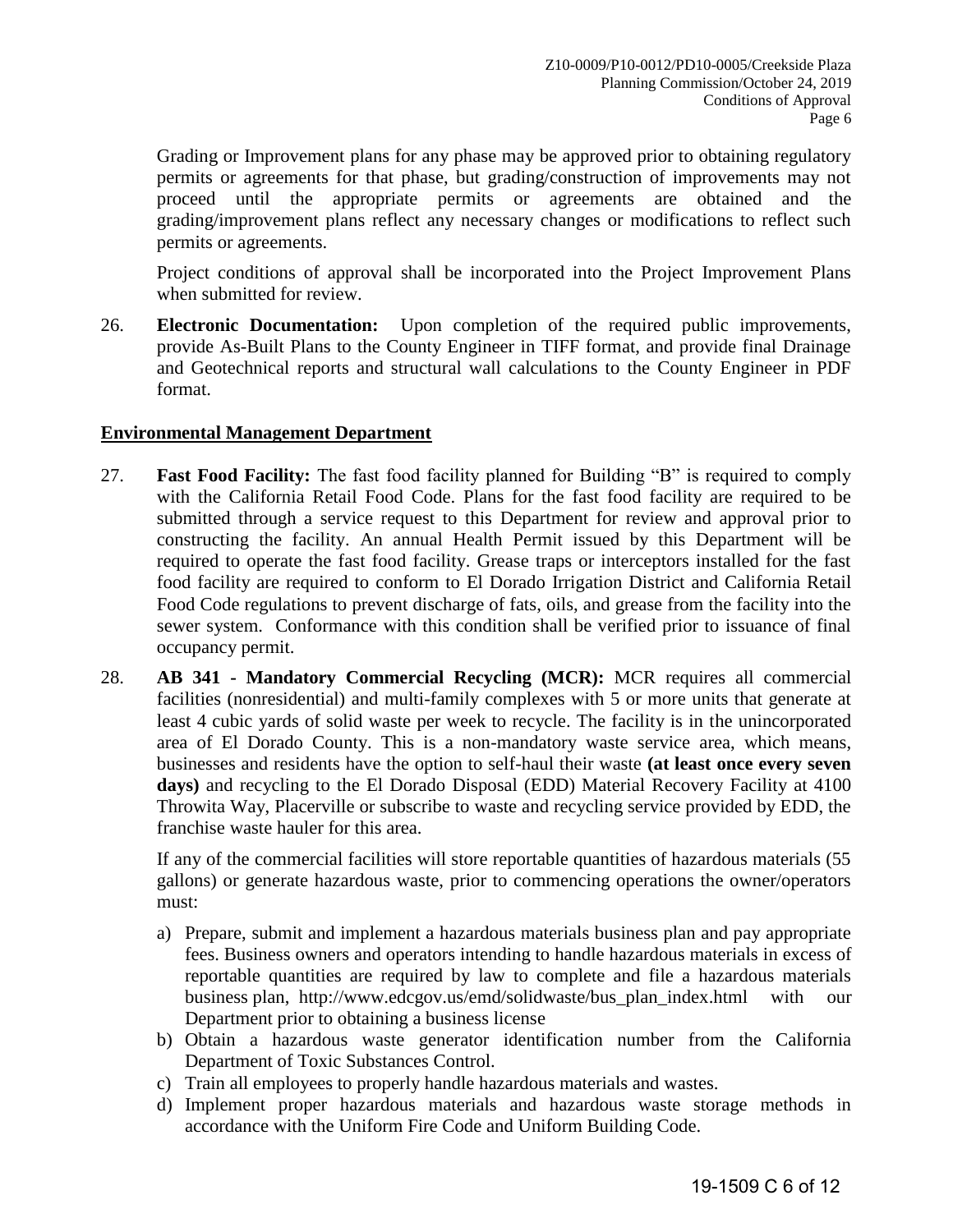Grading or Improvement plans for any phase may be approved prior to obtaining regulatory permits or agreements for that phase, but grading/construction of improvements may not proceed until the appropriate permits or agreements are obtained and the grading/improvement plans reflect any necessary changes or modifications to reflect such permits or agreements.

Project conditions of approval shall be incorporated into the Project Improvement Plans when submitted for review.

26. **Electronic Documentation:** Upon completion of the required public improvements, provide As-Built Plans to the County Engineer in TIFF format, and provide final Drainage and Geotechnical reports and structural wall calculations to the County Engineer in PDF format.

## Environmental Management Department

27. **Fast Food Facility:** The fast food facility planned for Building "B" is required to comply with the California Retail Food Code. Plans for the fast food facility are required to be submitted through a service request to this Department for review and approval prior to constructing the facility. An annual Health Permit issued by this Department will be required to operate the fast food facility. Grease traps or interceptors installed for the fast food facility are required to conform to El Dorado Irrigation District and California Retail Food Code regulations to prevent discharge of fats, oils, and grease from the facility into the sewer system. Conformance with this condition shall be verified prior to issuance of final occupancy permit.

28. **AB 341 - Mandatory Commercial Recycling (MCR):** MCR requires all commercial facilities (nonresidential) and multi-family complexes with 5 or more units that generate at least 4 cubic yards of solid waste per week to recycle. The facility is in the unincorporated area of El Dorado County. This is a non-mandatory waste service area, which means, businesses and residents have the option to self-haul their waste **(at least once every seven days)** and recycling to the El Dorado Disposal (EDD) Material Recovery Facility at 4100 Throwita Way, Placerville or subscribe to waste and recycling service provided by EDD, the franchise waste hauler for this area.

    If any of the commercial facilities will store reportable quantities of hazardous materials (55 gallons) or generate hazardous waste, prior to commencing operations the owner/operators must:

    a) Prepare, submit and implement a hazardous materials business plan and pay appropriate fees. Business owners and operators intending to handle hazardous materials in excess of reportable quantities are required by law to complete and file a hazardous materials business plan, http://www.edcgov.us/emd/solidwaste/bus_plan_index.html with our Department prior to obtaining a business license
    b) Obtain a hazardous waste generator identification number from the California Department of Toxic Substances Control.
    c) Train all employees to properly handle hazardous materials and wastes.
    d) Implement proper hazardous materials and hazardous waste storage methods in accordance with the Uniform Fire Code and Uniform Building Code.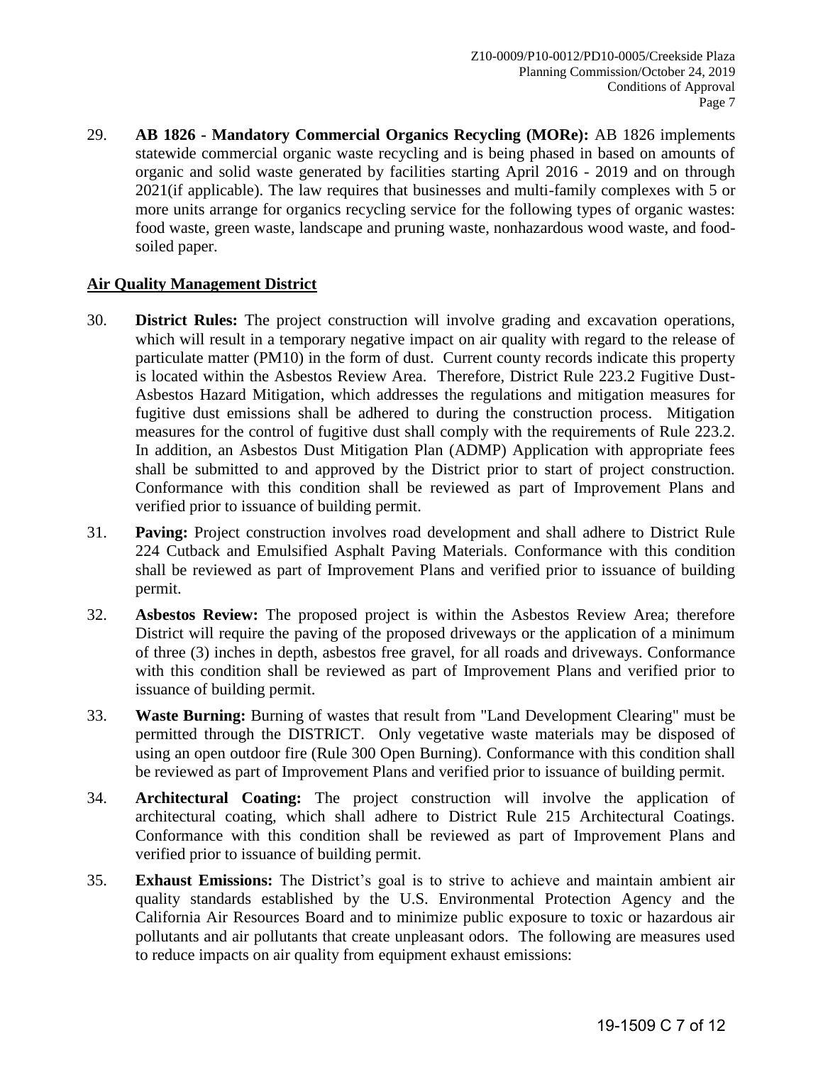29. **AB 1826 - Mandatory Commercial Organics Recycling (MORe):** AB 1826 implements statewide commercial organic waste recycling and is being phased in based on amounts of organic and solid waste generated by facilities starting April 2016 - 2019 and on through 2021(if applicable). The law requires that businesses and multi-family complexes with 5 or more units arrange for organics recycling service for the following types of organic wastes: food waste, green waste, landscape and pruning waste, nonhazardous wood waste, and food-soiled paper.

**Air Quality Management District**

30. **District Rules:** The project construction will involve grading and excavation operations, which will result in a temporary negative impact on air quality with regard to the release of particulate matter (PM10) in the form of dust. Current county records indicate this property is located within the Asbestos Review Area. Therefore, District Rule 223.2 Fugitive Dust-Asbestos Hazard Mitigation, which addresses the regulations and mitigation measures for fugitive dust emissions shall be adhered to during the construction process. Mitigation measures for the control of fugitive dust shall comply with the requirements of Rule 223.2. In addition, an Asbestos Dust Mitigation Plan (ADMP) Application with appropriate fees shall be submitted to and approved by the District prior to start of project construction. Conformance with this condition shall be reviewed as part of Improvement Plans and verified prior to issuance of building permit.

31. **Paving:** Project construction involves road development and shall adhere to District Rule 224 Cutback and Emulsified Asphalt Paving Materials. Conformance with this condition shall be reviewed as part of Improvement Plans and verified prior to issuance of building permit.

32. **Asbestos Review:** The proposed project is within the Asbestos Review Area; therefore District will require the paving of the proposed driveways or the application of a minimum of three (3) inches in depth, asbestos free gravel, for all roads and driveways. Conformance with this condition shall be reviewed as part of Improvement Plans and verified prior to issuance of building permit.

33. **Waste Burning:** Burning of wastes that result from "Land Development Clearing" must be permitted through the DISTRICT. Only vegetative waste materials may be disposed of using an open outdoor fire (Rule 300 Open Burning). Conformance with this condition shall be reviewed as part of Improvement Plans and verified prior to issuance of building permit.

34. **Architectural Coating:** The project construction will involve the application of architectural coating, which shall adhere to District Rule 215 Architectural Coatings. Conformance with this condition shall be reviewed as part of Improvement Plans and verified prior to issuance of building permit.

35. **Exhaust Emissions:** The District's goal is to strive to achieve and maintain ambient air quality standards established by the U.S. Environmental Protection Agency and the California Air Resources Board and to minimize public exposure to toxic or hazardous air pollutants and air pollutants that create unpleasant odors. The following are measures used to reduce impacts on air quality from equipment exhaust emissions: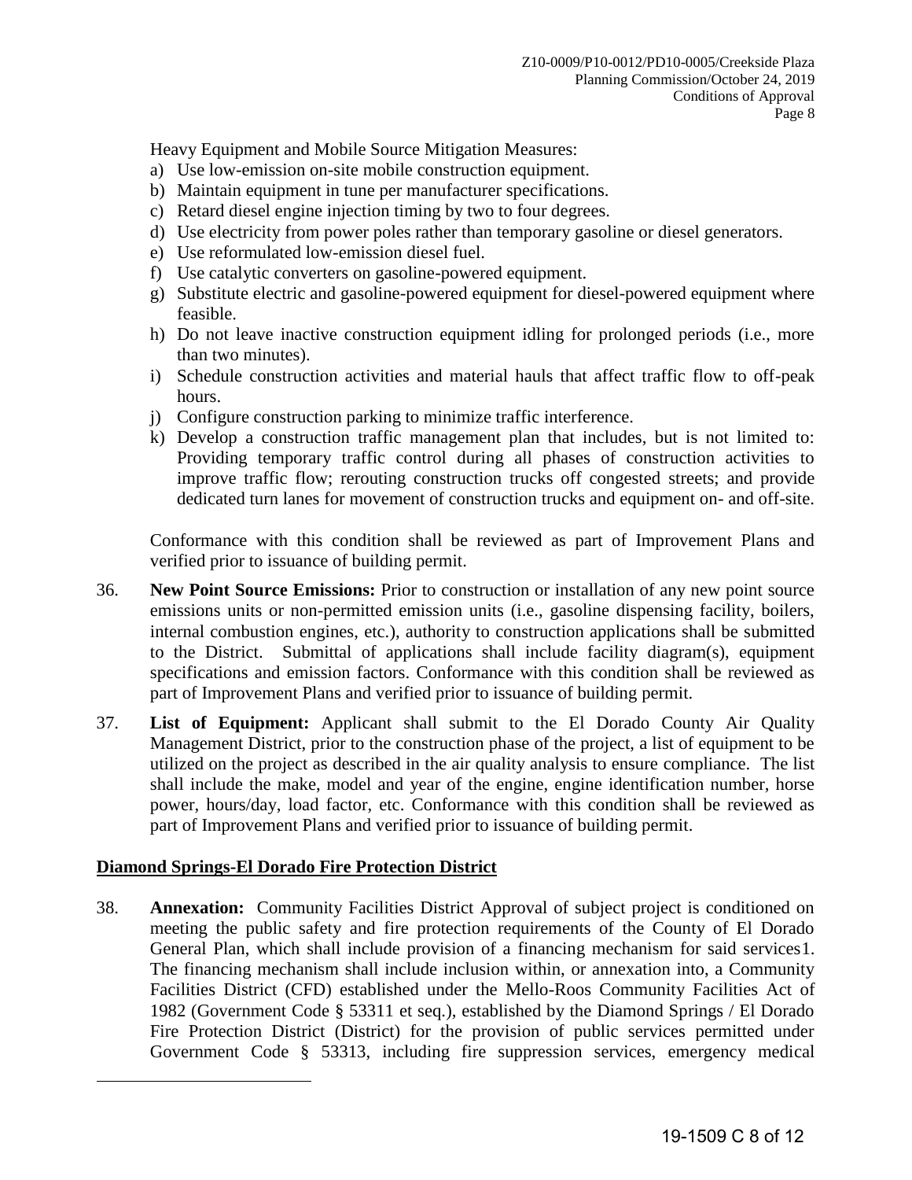Heavy Equipment and Mobile Source Mitigation Measures:

a) Use low-emission on-site mobile construction equipment.
b) Maintain equipment in tune per manufacturer specifications.
c) Retard diesel engine injection timing by two to four degrees.
d) Use electricity from power poles rather than temporary gasoline or diesel generators.
e) Use reformulated low-emission diesel fuel.
f) Use catalytic converters on gasoline-powered equipment.
g) Substitute electric and gasoline-powered equipment for diesel-powered equipment where feasible.
h) Do not leave inactive construction equipment idling for prolonged periods (i.e., more than two minutes).
i) Schedule construction activities and material hauls that affect traffic flow to off-peak hours.
j) Configure construction parking to minimize traffic interference.
k) Develop a construction traffic management plan that includes, but is not limited to: Providing temporary traffic control during all phases of construction activities to improve traffic flow; rerouting construction trucks off congested streets; and provide dedicated turn lanes for movement of construction trucks and equipment on- and off-site.

Conformance with this condition shall be reviewed as part of Improvement Plans and verified prior to issuance of building permit.

36. **New Point Source Emissions:** Prior to construction or installation of any new point source emissions units or non-permitted emission units (i.e., gasoline dispensing facility, boilers, internal combustion engines, etc.), authority to construction applications shall be submitted to the District. Submittal of applications shall include facility diagram(s), equipment specifications and emission factors. Conformance with this condition shall be reviewed as part of Improvement Plans and verified prior to issuance of building permit.

37. **List of Equipment:** Applicant shall submit to the El Dorado County Air Quality Management District, prior to the construction phase of the project, a list of equipment to be utilized on the project as described in the air quality analysis to ensure compliance. The list shall include the make, model and year of the engine, engine identification number, horse power, hours/day, load factor, etc. Conformance with this condition shall be reviewed as part of Improvement Plans and verified prior to issuance of building permit.

## Diamond Springs-El Dorado Fire Protection District

38. **Annexation:** Community Facilities District Approval of subject project is conditioned on meeting the public safety and fire protection requirements of the County of El Dorado General Plan, which shall include provision of a financing mechanism for said services[1]. The financing mechanism shall include inclusion within, or annexation into, a Community Facilities District (CFD) established under the Mello-Roos Community Facilities Act of 1982 (Government Code § 53311 et seq.), established by the Diamond Springs / El Dorado Fire Protection District (District) for the provision of public services permitted under Government Code § 53313, including fire suppression services, emergency medical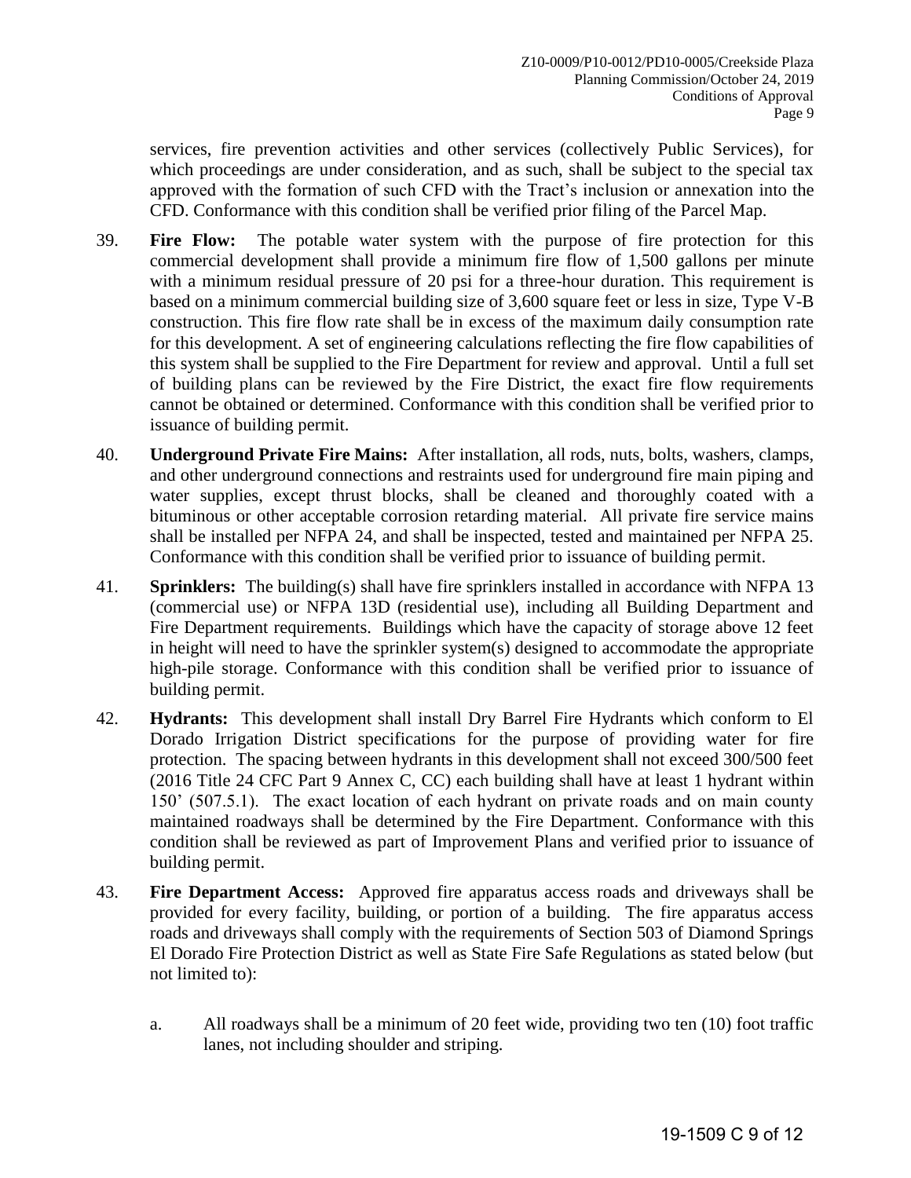services, fire prevention activities and other services (collectively Public Services), for which proceedings are under consideration, and as such, shall be subject to the special tax approved with the formation of such CFD with the Tract's inclusion or annexation into the CFD. Conformance with this condition shall be verified prior filing of the Parcel Map.

39. **Fire Flow:** The potable water system with the purpose of fire protection for this commercial development shall provide a minimum fire flow of 1,500 gallons per minute with a minimum residual pressure of 20 psi for a three-hour duration. This requirement is based on a minimum commercial building size of 3,600 square feet or less in size, Type V-B construction. This fire flow rate shall be in excess of the maximum daily consumption rate for this development. A set of engineering calculations reflecting the fire flow capabilities of this system shall be supplied to the Fire Department for review and approval. Until a full set of building plans can be reviewed by the Fire District, the exact fire flow requirements cannot be obtained or determined. Conformance with this condition shall be verified prior to issuance of building permit.

40. **Underground Private Fire Mains:** After installation, all rods, nuts, bolts, washers, clamps, and other underground connections and restraints used for underground fire main piping and water supplies, except thrust blocks, shall be cleaned and thoroughly coated with a bituminous or other acceptable corrosion retarding material. All private fire service mains shall be installed per NFPA 24, and shall be inspected, tested and maintained per NFPA 25. Conformance with this condition shall be verified prior to issuance of building permit.

41. **Sprinklers:** The building(s) shall have fire sprinklers installed in accordance with NFPA 13 (commercial use) or NFPA 13D (residential use), including all Building Department and Fire Department requirements. Buildings which have the capacity of storage above 12 feet in height will need to have the sprinkler system(s) designed to accommodate the appropriate high-pile storage. Conformance with this condition shall be verified prior to issuance of building permit.

42. **Hydrants:** This development shall install Dry Barrel Fire Hydrants which conform to El Dorado Irrigation District specifications for the purpose of providing water for fire protection. The spacing between hydrants in this development shall not exceed 300/500 feet (2016 Title 24 CFC Part 9 Annex C, CC) each building shall have at least 1 hydrant within 150' (507.5.1). The exact location of each hydrant on private roads and on main county maintained roadways shall be determined by the Fire Department. Conformance with this condition shall be reviewed as part of Improvement Plans and verified prior to issuance of building permit.

43. **Fire Department Access:** Approved fire apparatus access roads and driveways shall be provided for every facility, building, or portion of a building. The fire apparatus access roads and driveways shall comply with the requirements of Section 503 of Diamond Springs El Dorado Fire Protection District as well as State Fire Safe Regulations as stated below (but not limited to):

    a. All roadways shall be a minimum of 20 feet wide, providing two ten (10) foot traffic lanes, not including shoulder and striping.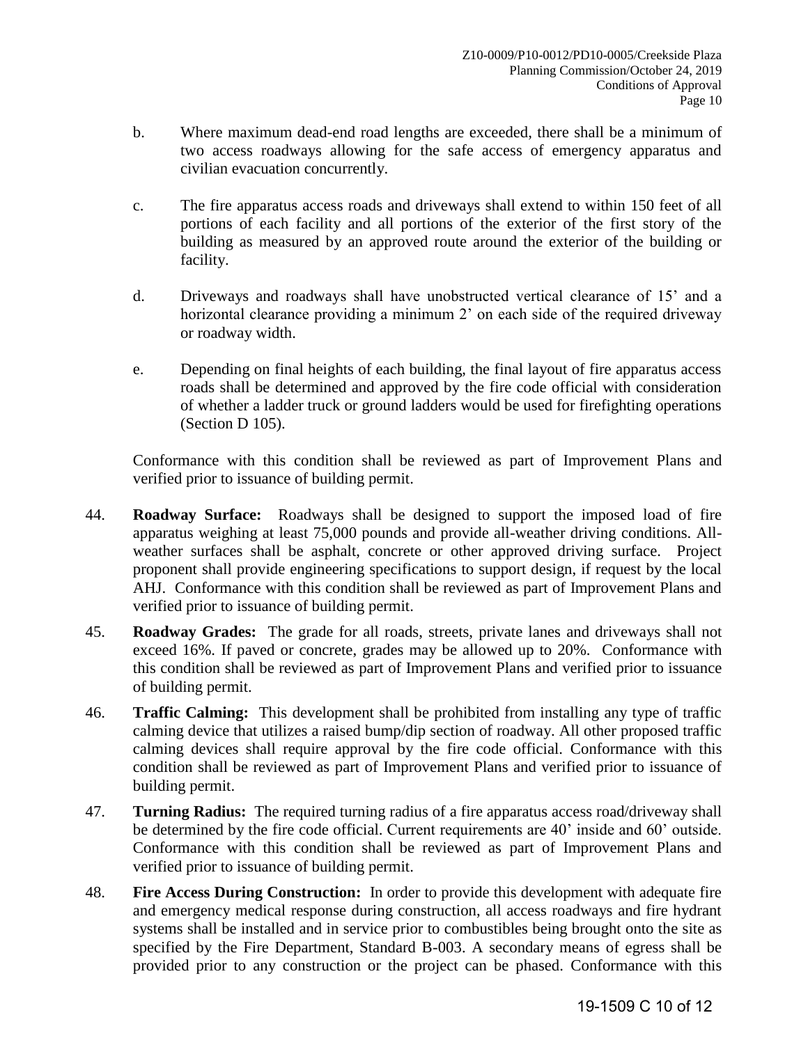b. Where maximum dead-end road lengths are exceeded, there shall be a minimum of two access roadways allowing for the safe access of emergency apparatus and civilian evacuation concurrently.

c. The fire apparatus access roads and driveways shall extend to within 150 feet of all portions of each facility and all portions of the exterior of the first story of the building as measured by an approved route around the exterior of the building or facility.

d. Driveways and roadways shall have unobstructed vertical clearance of 15' and a horizontal clearance providing a minimum 2' on each side of the required driveway or roadway width.

e. Depending on final heights of each building, the final layout of fire apparatus access roads shall be determined and approved by the fire code official with consideration of whether a ladder truck or ground ladders would be used for firefighting operations (Section D 105).

Conformance with this condition shall be reviewed as part of Improvement Plans and verified prior to issuance of building permit.

44. **Roadway Surface:** Roadways shall be designed to support the imposed load of fire apparatus weighing at least 75,000 pounds and provide all-weather driving conditions. All-weather surfaces shall be asphalt, concrete or other approved driving surface. Project proponent shall provide engineering specifications to support design, if request by the local AHJ. Conformance with this condition shall be reviewed as part of Improvement Plans and verified prior to issuance of building permit.

45. **Roadway Grades:** The grade for all roads, streets, private lanes and driveways shall not exceed 16%. If paved or concrete, grades may be allowed up to 20%. Conformance with this condition shall be reviewed as part of Improvement Plans and verified prior to issuance of building permit.

46. **Traffic Calming:** This development shall be prohibited from installing any type of traffic calming device that utilizes a raised bump/dip section of roadway. All other proposed traffic calming devices shall require approval by the fire code official. Conformance with this condition shall be reviewed as part of Improvement Plans and verified prior to issuance of building permit.

47. **Turning Radius:** The required turning radius of a fire apparatus access road/driveway shall be determined by the fire code official. Current requirements are 40' inside and 60' outside. Conformance with this condition shall be reviewed as part of Improvement Plans and verified prior to issuance of building permit.

48. **Fire Access During Construction:** In order to provide this development with adequate fire and emergency medical response during construction, all access roadways and fire hydrant systems shall be installed and in service prior to combustibles being brought onto the site as specified by the Fire Department, Standard B-003. A secondary means of egress shall be provided prior to any construction or the project can be phased. Conformance with this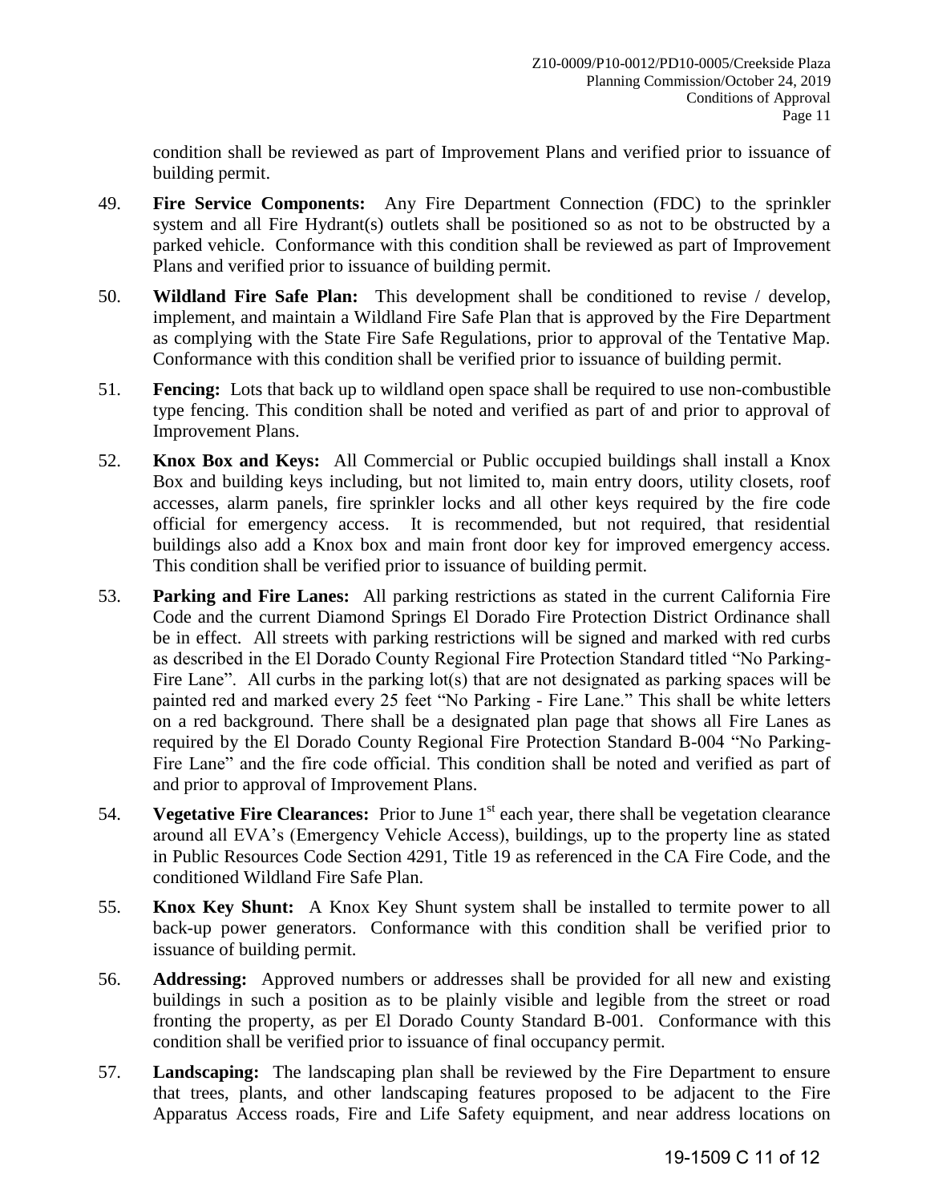condition shall be reviewed as part of Improvement Plans and verified prior to issuance of building permit.

49. **Fire Service Components:** Any Fire Department Connection (FDC) to the sprinkler system and all Fire Hydrant(s) outlets shall be positioned so as not to be obstructed by a parked vehicle. Conformance with this condition shall be reviewed as part of Improvement Plans and verified prior to issuance of building permit.

50. **Wildland Fire Safe Plan:** This development shall be conditioned to revise / develop, implement, and maintain a Wildland Fire Safe Plan that is approved by the Fire Department as complying with the State Fire Safe Regulations, prior to approval of the Tentative Map. Conformance with this condition shall be verified prior to issuance of building permit.

51. **Fencing:** Lots that back up to wildland open space shall be required to use non-combustible type fencing. This condition shall be noted and verified as part of and prior to approval of Improvement Plans.

52. **Knox Box and Keys:** All Commercial or Public occupied buildings shall install a Knox Box and building keys including, but not limited to, main entry doors, utility closets, roof accesses, alarm panels, fire sprinkler locks and all other keys required by the fire code official for emergency access. It is recommended, but not required, that residential buildings also add a Knox box and main front door key for improved emergency access. This condition shall be verified prior to issuance of building permit.

53. **Parking and Fire Lanes:** All parking restrictions as stated in the current California Fire Code and the current Diamond Springs El Dorado Fire Protection District Ordinance shall be in effect. All streets with parking restrictions will be signed and marked with red curbs as described in the El Dorado County Regional Fire Protection Standard titled "No Parking-Fire Lane". All curbs in the parking lot(s) that are not designated as parking spaces will be painted red and marked every 25 feet "No Parking - Fire Lane." This shall be white letters on a red background. There shall be a designated plan page that shows all Fire Lanes as required by the El Dorado County Regional Fire Protection Standard B-004 "No Parking-Fire Lane" and the fire code official. This condition shall be noted and verified as part of and prior to approval of Improvement Plans.

54. **Vegetative Fire Clearances:** Prior to June 1st each year, there shall be vegetation clearance around all EVA's (Emergency Vehicle Access), buildings, up to the property line as stated in Public Resources Code Section 4291, Title 19 as referenced in the CA Fire Code, and the conditioned Wildland Fire Safe Plan.

55. **Knox Key Shunt:** A Knox Key Shunt system shall be installed to termite power to all back-up power generators. Conformance with this condition shall be verified prior to issuance of building permit.

56. **Addressing:** Approved numbers or addresses shall be provided for all new and existing buildings in such a position as to be plainly visible and legible from the street or road fronting the property, as per El Dorado County Standard B-001. Conformance with this condition shall be verified prior to issuance of final occupancy permit.

57. **Landscaping:** The landscaping plan shall be reviewed by the Fire Department to ensure that trees, plants, and other landscaping features proposed to be adjacent to the Fire Apparatus Access roads, Fire and Life Safety equipment, and near address locations on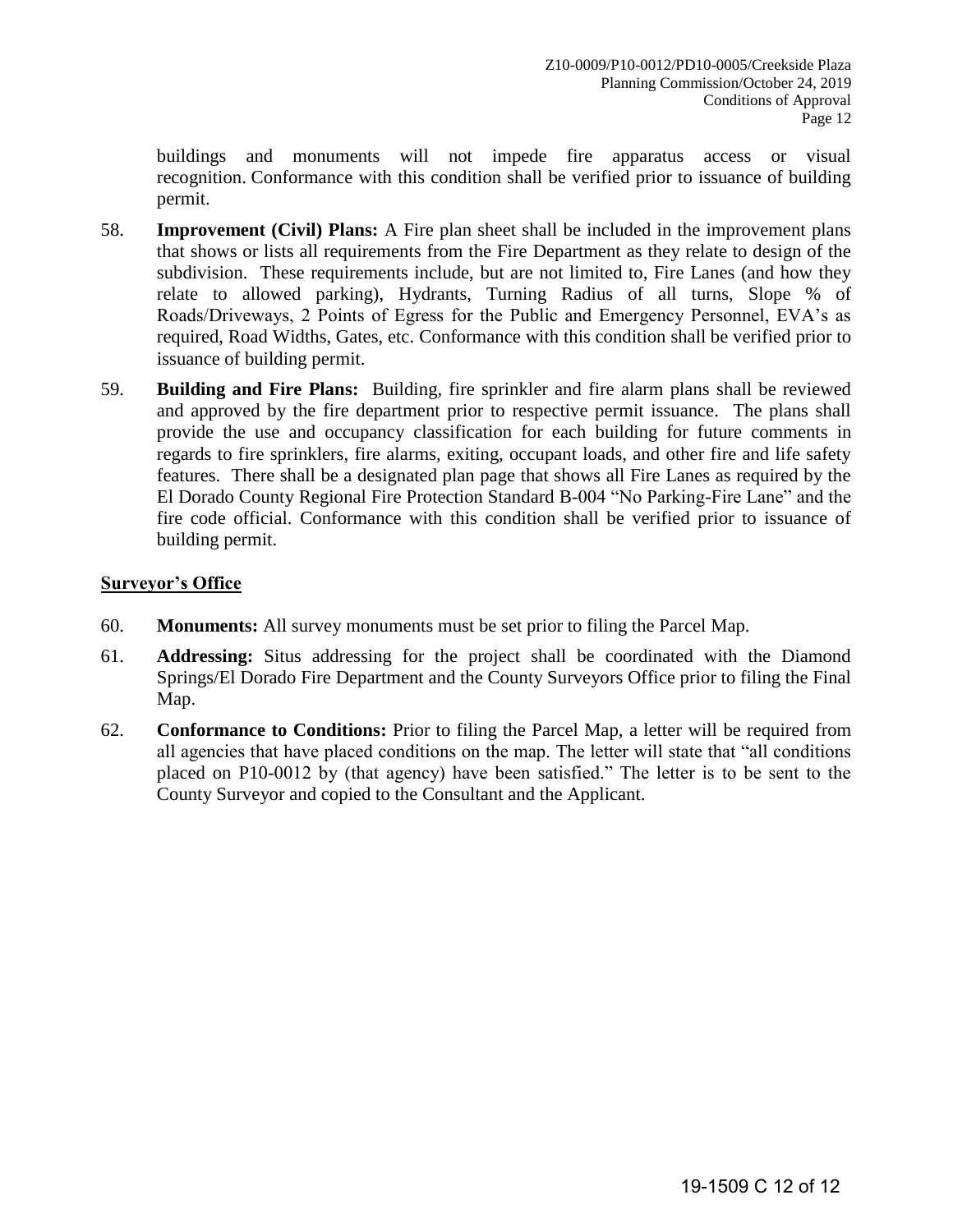buildings and monuments will not impede fire apparatus access or visual recognition. Conformance with this condition shall be verified prior to issuance of building permit.

58. **Improvement (Civil) Plans:** A Fire plan sheet shall be included in the improvement plans that shows or lists all requirements from the Fire Department as they relate to design of the subdivision. These requirements include, but are not limited to, Fire Lanes (and how they relate to allowed parking), Hydrants, Turning Radius of all turns, Slope % of Roads/Driveways, 2 Points of Egress for the Public and Emergency Personnel, EVA's as required, Road Widths, Gates, etc. Conformance with this condition shall be verified prior to issuance of building permit.

59. **Building and Fire Plans:** Building, fire sprinkler and fire alarm plans shall be reviewed and approved by the fire department prior to respective permit issuance. The plans shall provide the use and occupancy classification for each building for future comments in regards to fire sprinklers, fire alarms, exiting, occupant loads, and other fire and life safety features. There shall be a designated plan page that shows all Fire Lanes as required by the El Dorado County Regional Fire Protection Standard B-004 "No Parking-Fire Lane" and the fire code official. Conformance with this condition shall be verified prior to issuance of building permit.

## Surveyor's Office

60. **Monuments:** All survey monuments must be set prior to filing the Parcel Map.

61. **Addressing:** Situs addressing for the project shall be coordinated with the Diamond Springs/El Dorado Fire Department and the County Surveyors Office prior to filing the Final Map.

62. **Conformance to Conditions:** Prior to filing the Parcel Map, a letter will be required from all agencies that have placed conditions on the map. The letter will state that "all conditions placed on P10-0012 by (that agency) have been satisfied." The letter is to be sent to the County Surveyor and copied to the Consultant and the Applicant.